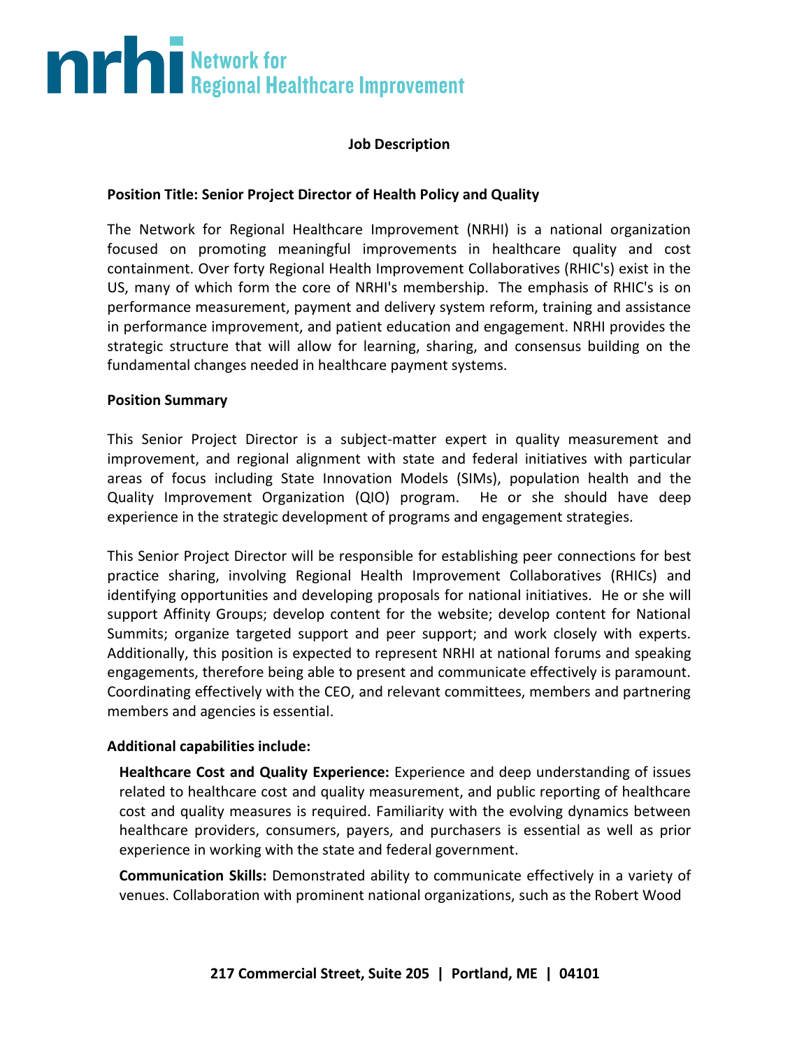**nrhi** Network for Regional Healthcare Improvement

**Job Description**

**Position Title: Senior Project Director of Health Policy and Quality**

The Network for Regional Healthcare Improvement (NRHI) is a national organization focused on promoting meaningful improvements in healthcare quality and cost containment. Over forty Regional Health Improvement Collaboratives (RHIC's) exist in the US, many of which form the core of NRHI's membership. The emphasis of RHIC's is on performance measurement, payment and delivery system reform, training and assistance in performance improvement, and patient education and engagement. NRHI provides the strategic structure that will allow for learning, sharing, and consensus building on the fundamental changes needed in healthcare payment systems.

**Position Summary**

This Senior Project Director is a subject-matter expert in quality measurement and improvement, and regional alignment with state and federal initiatives with particular areas of focus including State Innovation Models (SIMs), population health and the Quality Improvement Organization (QIO) program. He or she should have deep experience in the strategic development of programs and engagement strategies.

This Senior Project Director will be responsible for establishing peer connections for best practice sharing, involving Regional Health Improvement Collaboratives (RHICs) and identifying opportunities and developing proposals for national initiatives. He or she will support Affinity Groups; develop content for the website; develop content for National Summits; organize targeted support and peer support; and work closely with experts. Additionally, this position is expected to represent NRHI at national forums and speaking engagements, therefore being able to present and communicate effectively is paramount. Coordinating effectively with the CEO, and relevant committees, members and partnering members and agencies is essential.

**Additional capabilities include:**

**Healthcare Cost and Quality Experience:** Experience and deep understanding of issues related to healthcare cost and quality measurement, and public reporting of healthcare cost and quality measures is required. Familiarity with the evolving dynamics between healthcare providers, consumers, payers, and purchasers is essential as well as prior experience in working with the state and federal government.

**Communication Skills:** Demonstrated ability to communicate effectively in a variety of venues. Collaboration with prominent national organizations, such as the Robert Wood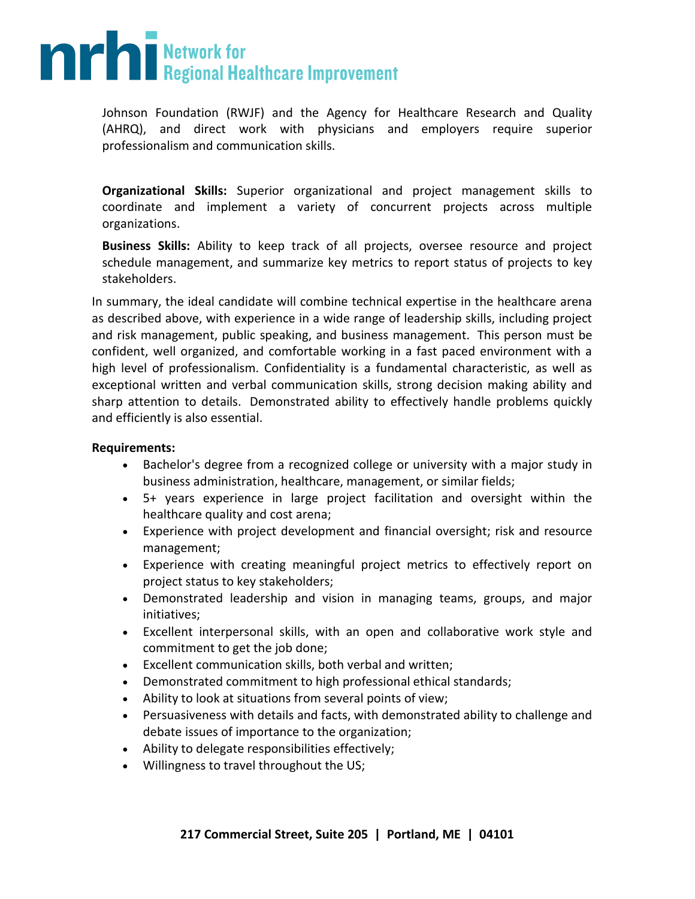Johnson Foundation (RWJF) and the Agency for Healthcare Research and Quality (AHRQ), and direct work with physicians and employers require superior professionalism and communication skills.

**Organizational Skills:** Superior organizational and project management skills to coordinate and implement a variety of concurrent projects across multiple organizations.

**Business Skills:** Ability to keep track of all projects, oversee resource and project schedule management, and summarize key metrics to report status of projects to key stakeholders.

In summary, the ideal candidate will combine technical expertise in the healthcare arena as described above, with experience in a wide range of leadership skills, including project and risk management, public speaking, and business management. This person must be confident, well organized, and comfortable working in a fast paced environment with a high level of professionalism. Confidentiality is a fundamental characteristic, as well as exceptional written and verbal communication skills, strong decision making ability and sharp attention to details. Demonstrated ability to effectively handle problems quickly and efficiently is also essential.

**Requirements:**

- Bachelor's degree from a recognized college or university with a major study in business administration, healthcare, management, or similar fields;
- 5+ years experience in large project facilitation and oversight within the healthcare quality and cost arena;
- Experience with project development and financial oversight; risk and resource management;
- Experience with creating meaningful project metrics to effectively report on project status to key stakeholders;
- Demonstrated leadership and vision in managing teams, groups, and major initiatives;
- Excellent interpersonal skills, with an open and collaborative work style and commitment to get the job done;
- Excellent communication skills, both verbal and written;
- Demonstrated commitment to high professional ethical standards;
- Ability to look at situations from several points of view;
- Persuasiveness with details and facts, with demonstrated ability to challenge and debate issues of importance to the organization;
- Ability to delegate responsibilities effectively;
- Willingness to travel throughout the US;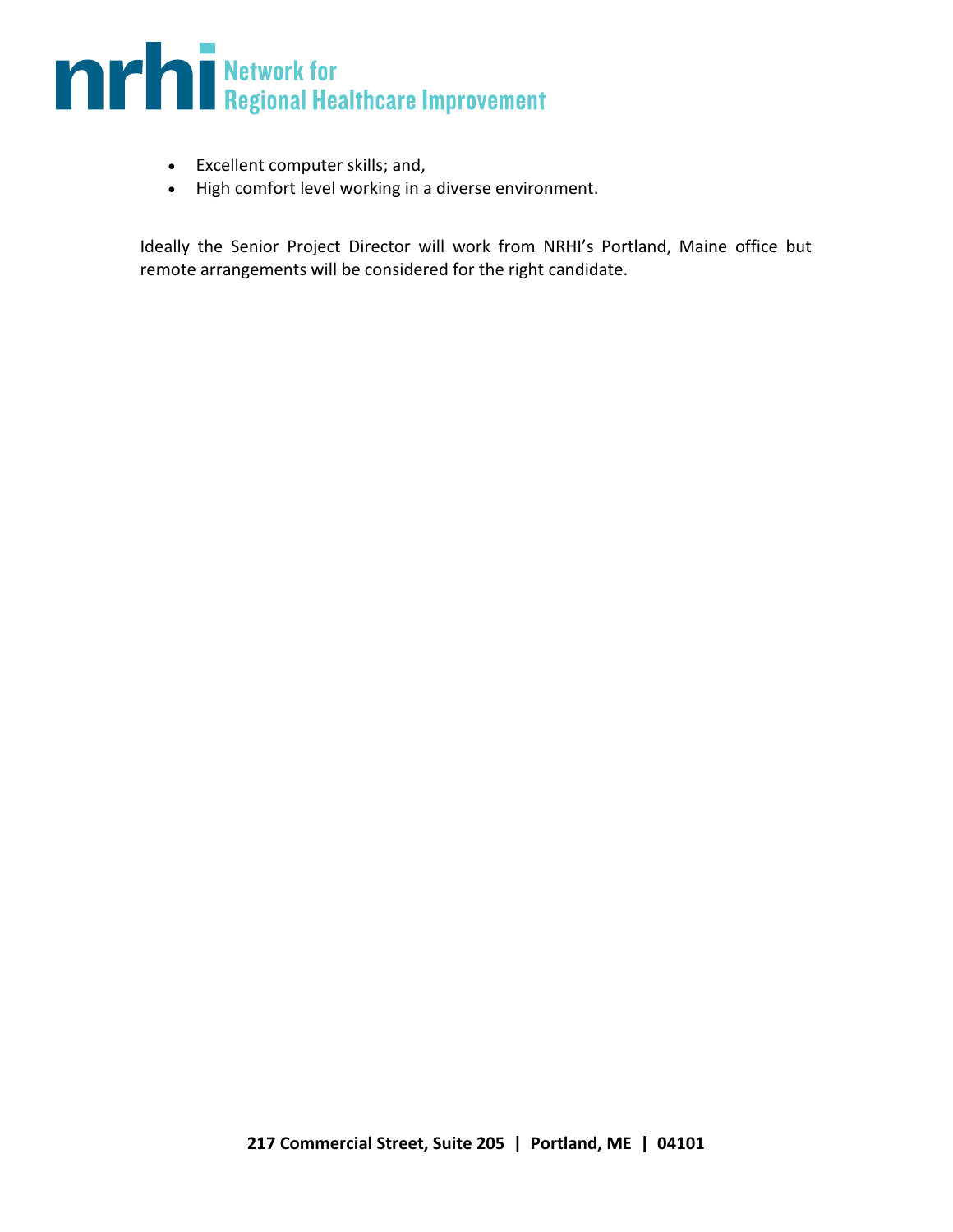- Excellent computer skills; and,
- High comfort level working in a diverse environment.

Ideally the Senior Project Director will work from NRHI's Portland, Maine office but remote arrangements will be considered for the right candidate.